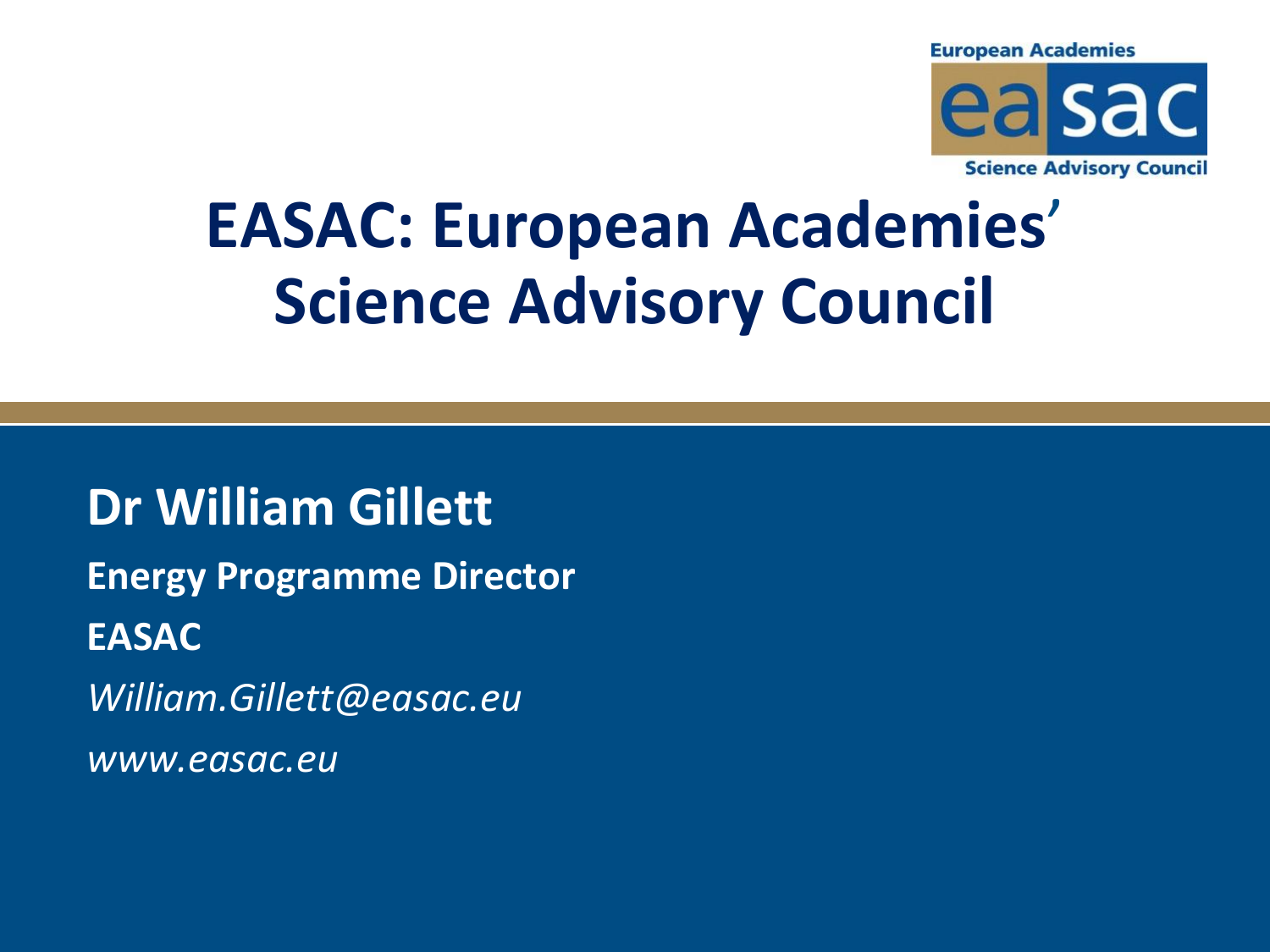European Academies easac Science Advisory Council

# EASAC: European Academies' Science Advisory Council

**Dr William Gillett**

**Energy Programme Director**

**EASAC**

*William.Gillett@easac.eu*

*www.easac.eu*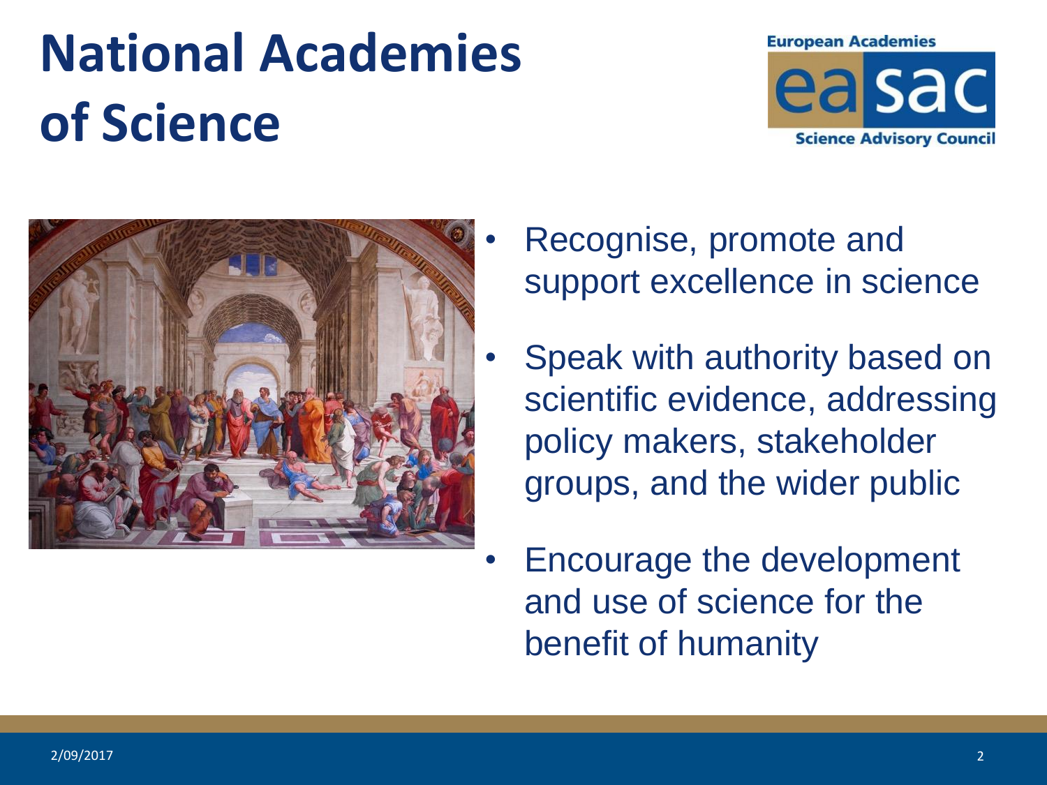# National Academies of Science

- Recognise, promote and support excellence in science
- Speak with authority based on scientific evidence, addressing policy makers, stakeholder groups, and the wider public
- Encourage the development and use of science for the benefit of humanity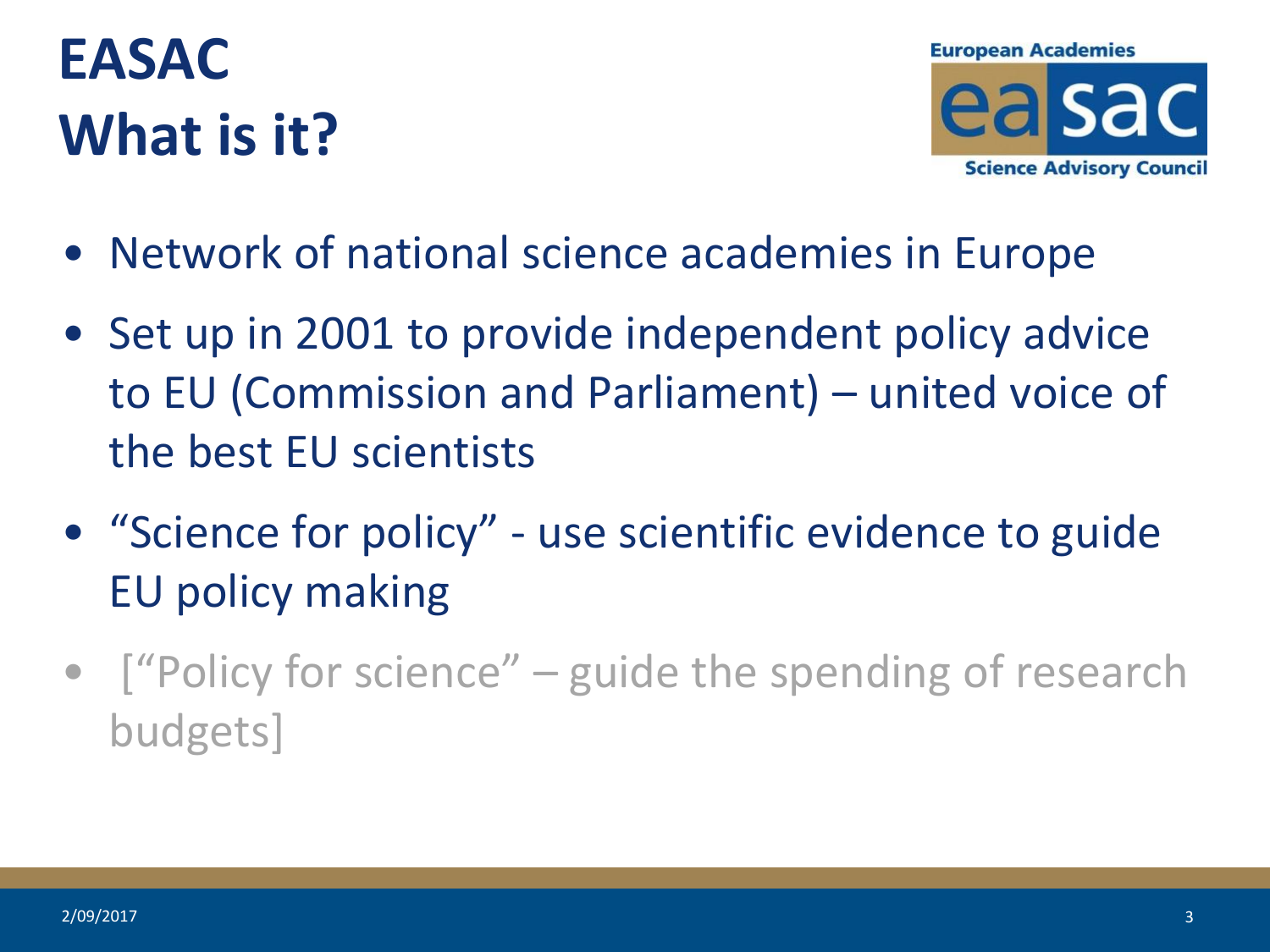# EASAC
# What is it?

- Network of national science academies in Europe
- Set up in 2001 to provide independent policy advice to EU (Commission and Parliament) – united voice of the best EU scientists
- "Science for policy" - use scientific evidence to guide EU policy making
- ["Policy for science" – guide the spending of research budgets]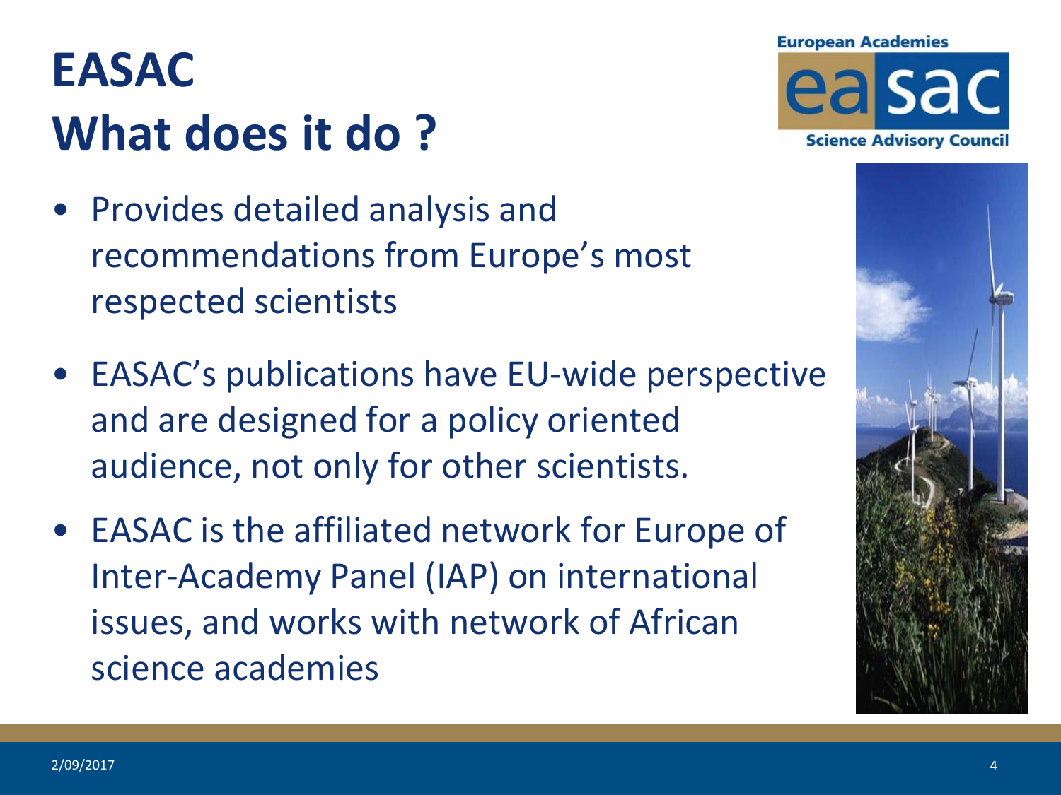# EASAC
# What does it do ?

- Provides detailed analysis and recommendations from Europe's most respected scientists
- EASAC's publications have EU-wide perspective and are designed for a policy oriented audience, not only for other scientists.
- EASAC is the affiliated network for Europe of Inter-Academy Panel (IAP) on international issues, and works with network of African science academies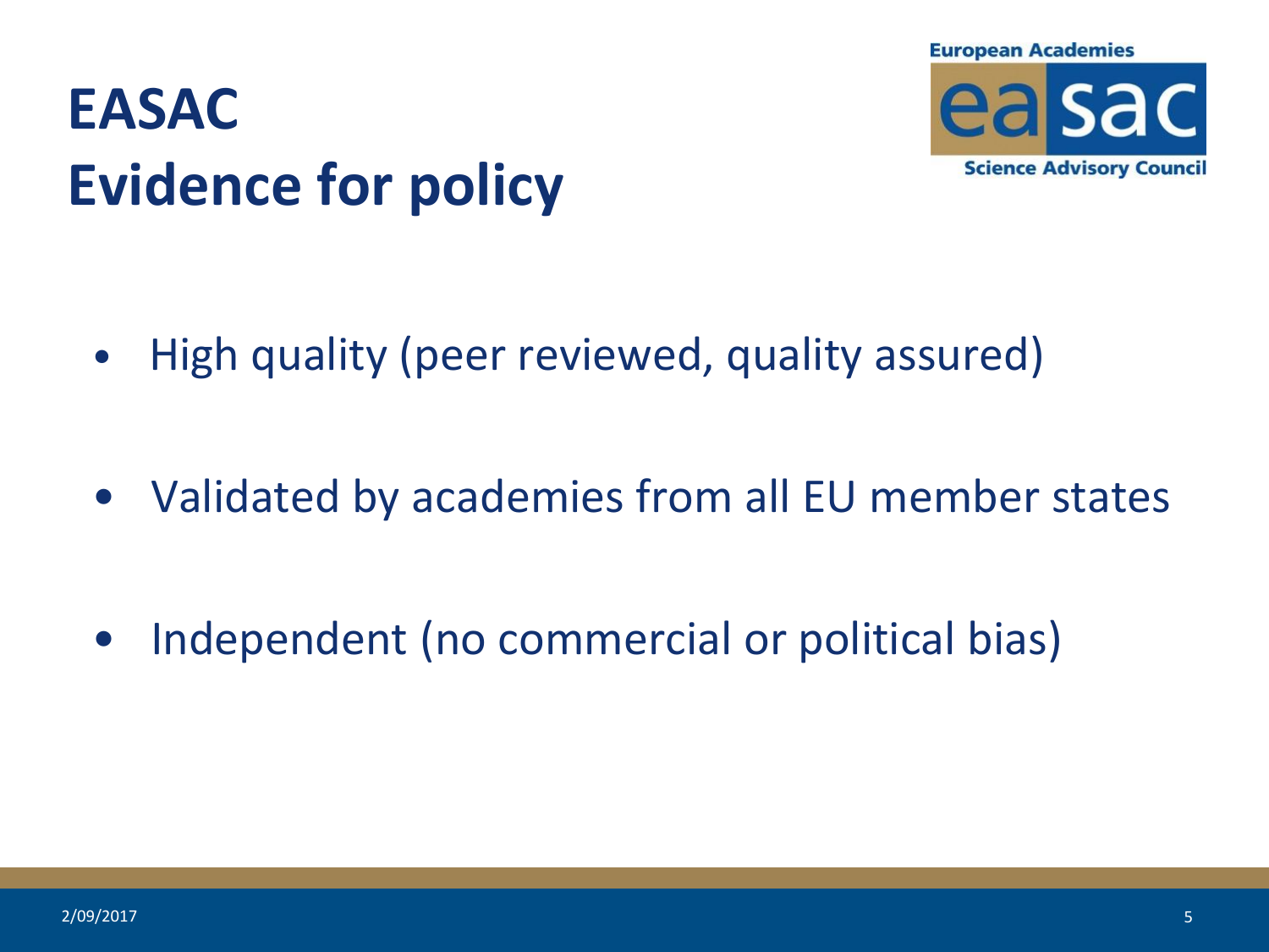# EASAC
# Evidence for policy

- High quality (peer reviewed, quality assured)
- Validated by academies from all EU member states
- Independent (no commercial or political bias)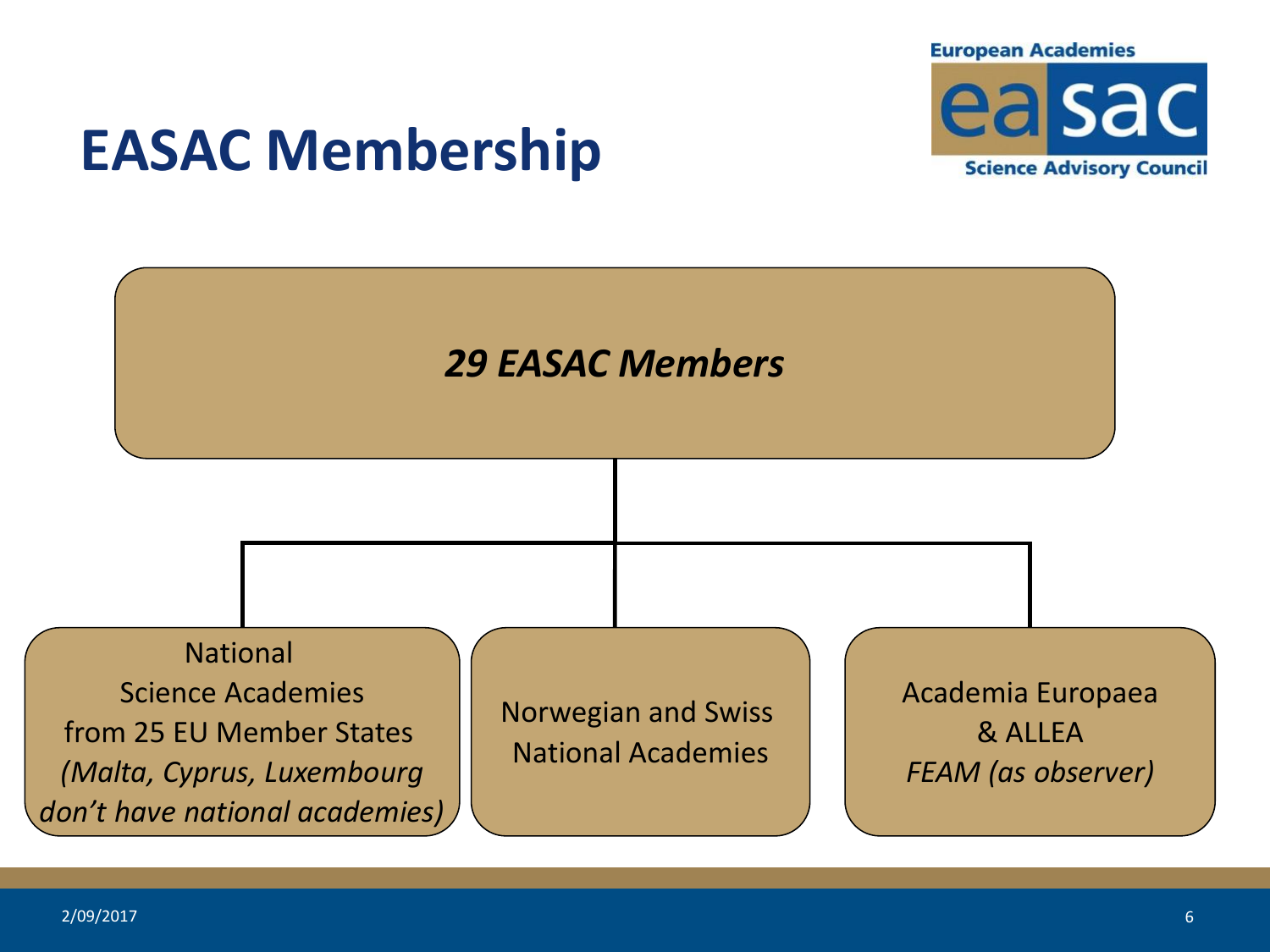# EASAC Membership

European Academies
easac
Science Advisory Council

***29 EASAC Members***

- National Science Academies from 25 EU Member States *(Malta, Cyprus, Luxembourg don't have national academies)*
- Norwegian and Swiss National Academies
- Academia Europaea & ALLEA *FEAM (as observer)*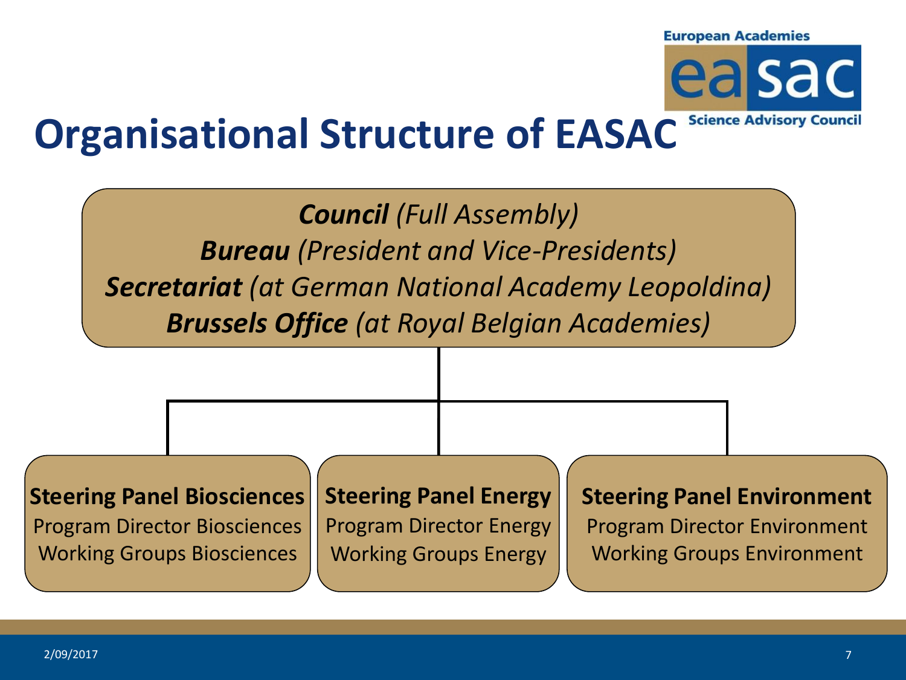# Organisational Structure of EASAC

European Academies **easac** Science Advisory Council

***Council*** *(Full Assembly)*

***Bureau*** *(President and Vice-Presidents)*

***Secretariat*** *(at German National Academy Leopoldina)*

***Brussels Office*** *(at Royal Belgian Academies)*

**Steering Panel Biosciences**
Program Director Biosciences
Working Groups Biosciences

**Steering Panel Energy**
Program Director Energy
Working Groups Energy

**Steering Panel Environment**
Program Director Environment
Working Groups Environment

2/09/2017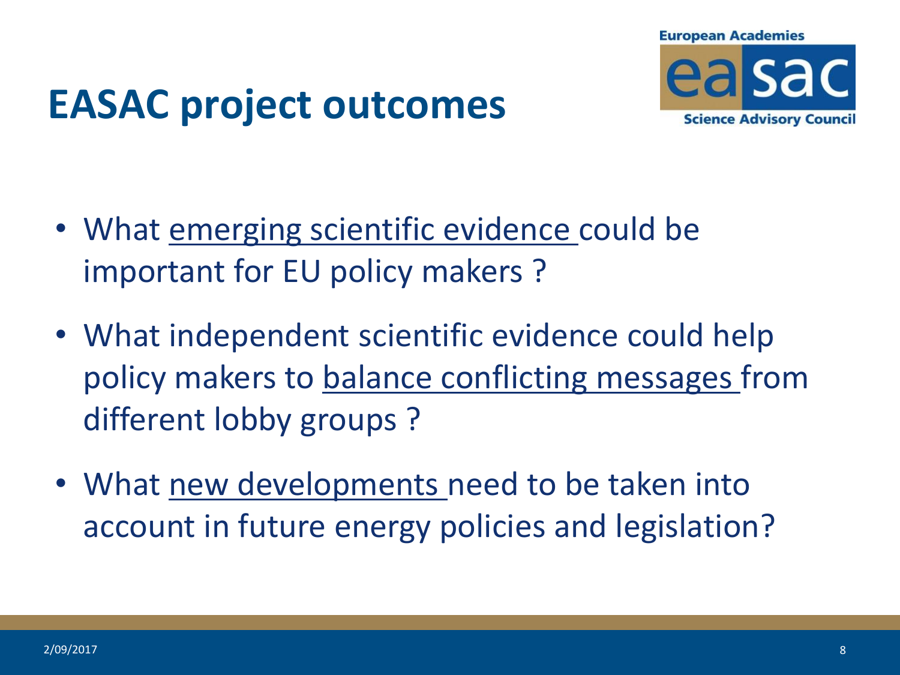# EASAC project outcomes

- What emerging scientific evidence could be important for EU policy makers ?
- What independent scientific evidence could help policy makers to balance conflicting messages from different lobby groups ?
- What new developments need to be taken into account in future energy policies and legislation?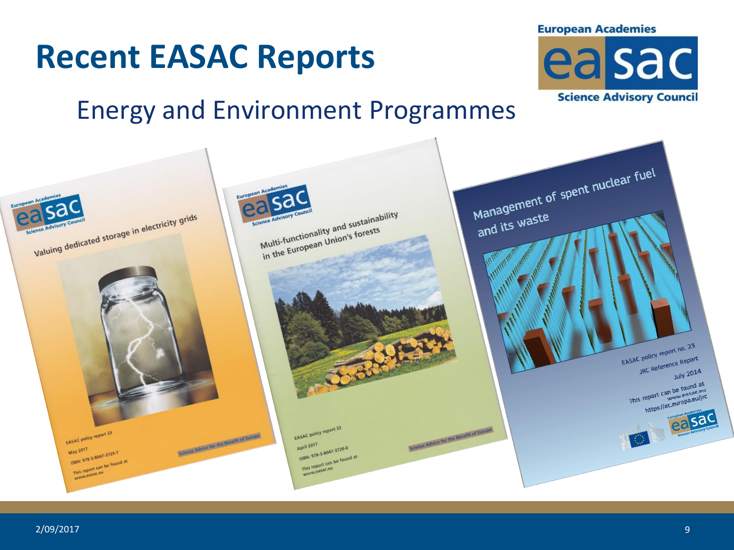# Recent EASAC Reports

## Energy and Environment Programmes

Valuing dedicated storage in electricity grids

EASAC policy report 33
May 2017
ISBN: 978-3-8047-3729-7
This report can be found at www.easac.eu

Multi-functionality and sustainability in the European Union's forests

EASAC policy report 32
April 2017
ISBN: 978-3-8047-3728-0
This report can be found at www.easac.eu

Management of spent nuclear fuel and its waste

EASAC policy report no. 23
JRC Reference Report
July 2014
This report can be found at www.easac.eu https://ec.europa.eu/jrc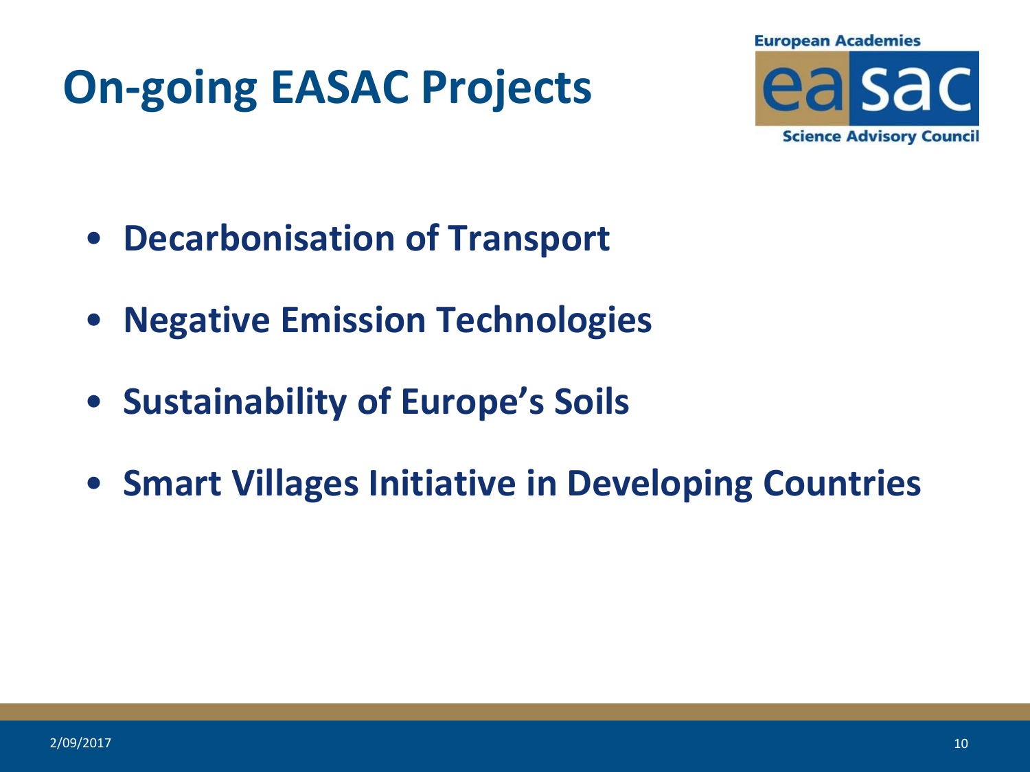# On-going EASAC Projects

- **Decarbonisation of Transport**
- **Negative Emission Technologies**
- **Sustainability of Europe's Soils**
- **Smart Villages Initiative in Developing Countries**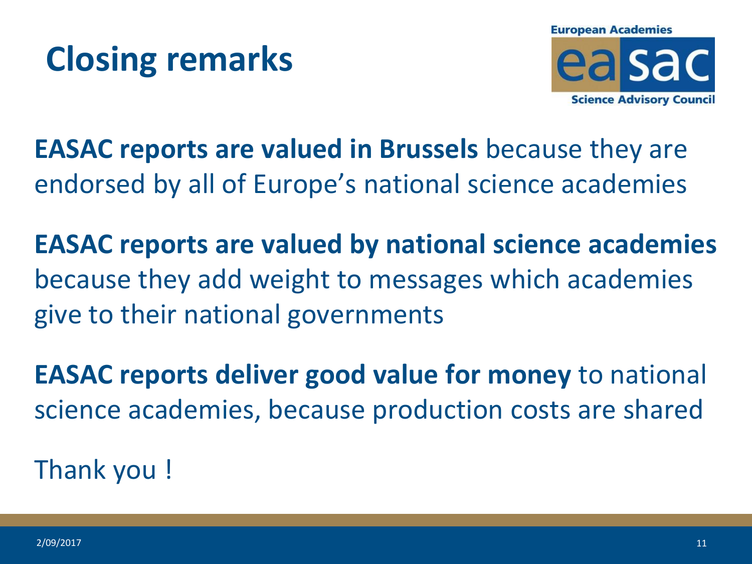# Closing remarks

**EASAC reports are valued in Brussels** because they are endorsed by all of Europe's national science academies

**EASAC reports are valued by national science academies** because they add weight to messages which academies give to their national governments

**EASAC reports deliver good value for money** to national science academies, because production costs are shared

Thank you !